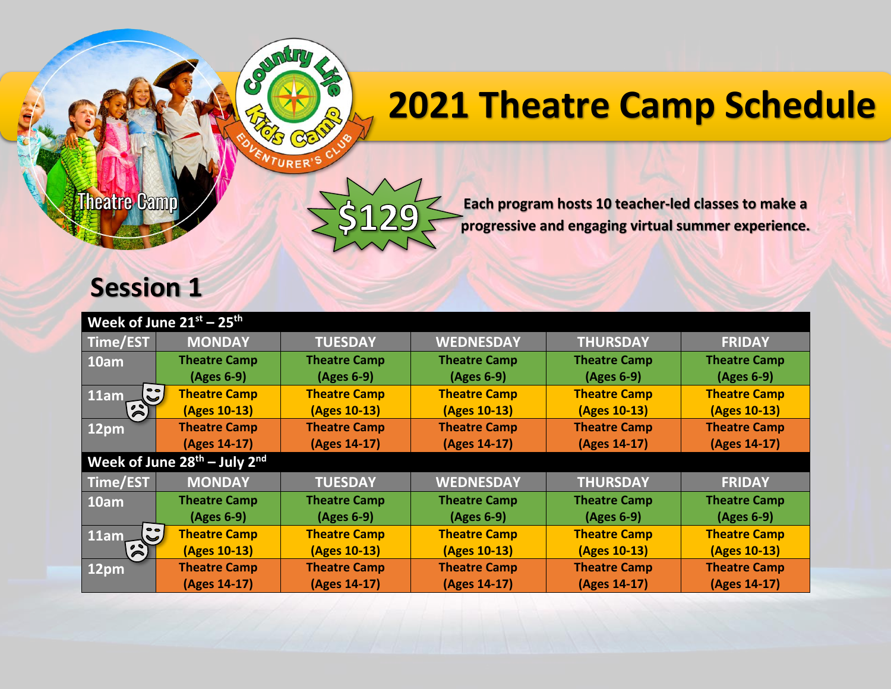# 2021 Theatre Camp Schedule

Country Life Kids Camp — Adventurer's Club

Theatre Camp

$129

**Each program hosts 10 teacher-led classes to make a progressive and engaging virtual summer experience.**

## Session 1

| Week of June 21st – 25th | | | | | |
|---|---|---|---|---|---|
| **Time/EST** | **MONDAY** | **TUESDAY** | **WEDNESDAY** | **THURSDAY** | **FRIDAY** |
| 10am | Theatre Camp (Ages 6-9) | Theatre Camp (Ages 6-9) | Theatre Camp (Ages 6-9) | Theatre Camp (Ages 6-9) | Theatre Camp (Ages 6-9) |
| 11am | Theatre Camp (Ages 10-13) | Theatre Camp (Ages 10-13) | Theatre Camp (Ages 10-13) | Theatre Camp (Ages 10-13) | Theatre Camp (Ages 10-13) |
| 12pm | Theatre Camp (Ages 14-17) | Theatre Camp (Ages 14-17) | Theatre Camp (Ages 14-17) | Theatre Camp (Ages 14-17) | Theatre Camp (Ages 14-17) |
| **Week of June 28th – July 2nd** | | | | | |
| **Time/EST** | **MONDAY** | **TUESDAY** | **WEDNESDAY** | **THURSDAY** | **FRIDAY** |
| 10am | Theatre Camp (Ages 6-9) | Theatre Camp (Ages 6-9) | Theatre Camp (Ages 6-9) | Theatre Camp (Ages 6-9) | Theatre Camp (Ages 6-9) |
| 11am | Theatre Camp (Ages 10-13) | Theatre Camp (Ages 10-13) | Theatre Camp (Ages 10-13) | Theatre Camp (Ages 10-13) | Theatre Camp (Ages 10-13) |
| 12pm | Theatre Camp (Ages 14-17) | Theatre Camp (Ages 14-17) | Theatre Camp (Ages 14-17) | Theatre Camp (Ages 14-17) | Theatre Camp (Ages 14-17) |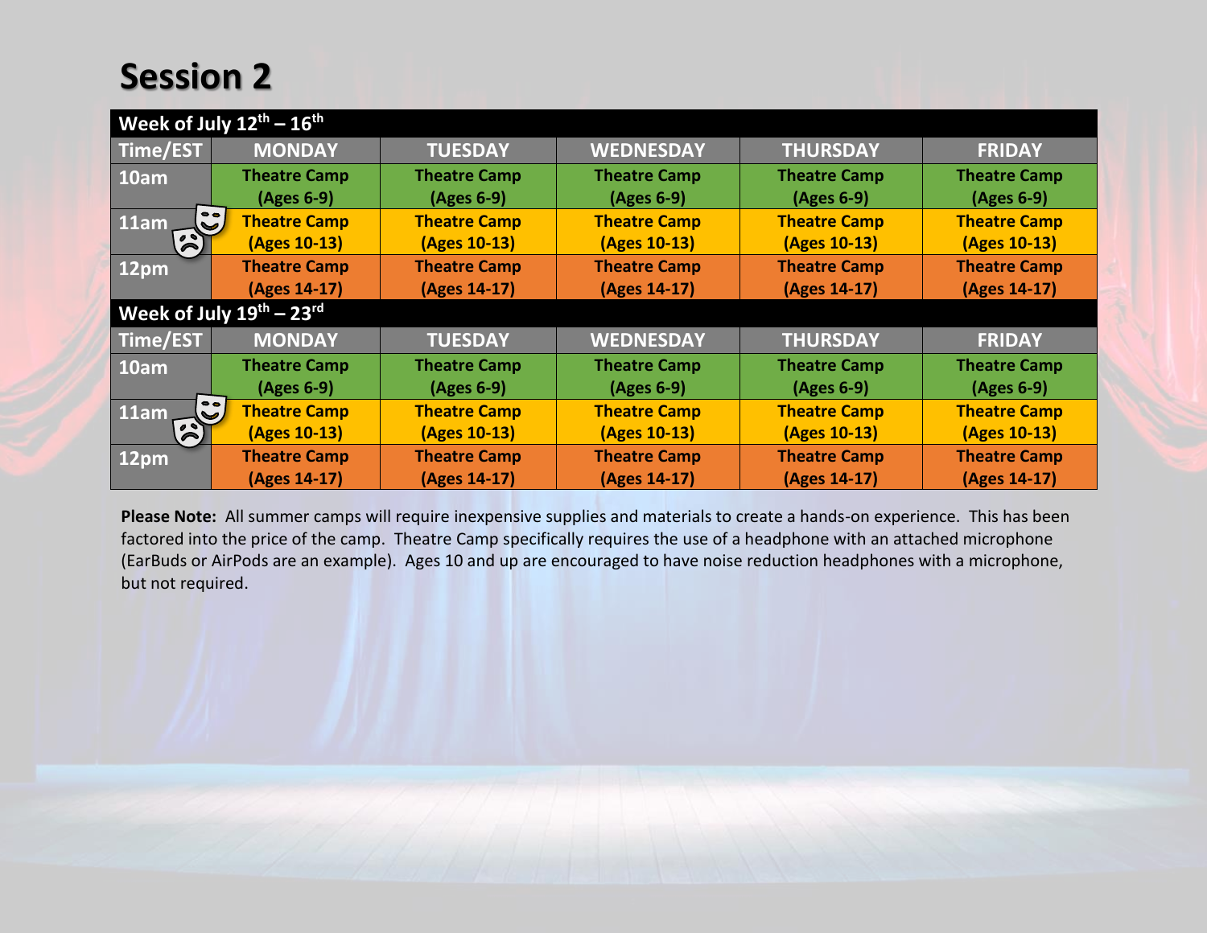# Session 2

| Week of July 12th – 16th | | | | | |
|---|---|---|---|---|---|
| **Time/EST** | **MONDAY** | **TUESDAY** | **WEDNESDAY** | **THURSDAY** | **FRIDAY** |
| 10am | Theatre Camp (Ages 6-9) | Theatre Camp (Ages 6-9) | Theatre Camp (Ages 6-9) | Theatre Camp (Ages 6-9) | Theatre Camp (Ages 6-9) |
| 11am | Theatre Camp (Ages 10-13) | Theatre Camp (Ages 10-13) | Theatre Camp (Ages 10-13) | Theatre Camp (Ages 10-13) | Theatre Camp (Ages 10-13) |
| 12pm | Theatre Camp (Ages 14-17) | Theatre Camp (Ages 14-17) | Theatre Camp (Ages 14-17) | Theatre Camp (Ages 14-17) | Theatre Camp (Ages 14-17) |
| **Week of July 19th – 23rd** | | | | | |
| **Time/EST** | **MONDAY** | **TUESDAY** | **WEDNESDAY** | **THURSDAY** | **FRIDAY** |
| 10am | Theatre Camp (Ages 6-9) | Theatre Camp (Ages 6-9) | Theatre Camp (Ages 6-9) | Theatre Camp (Ages 6-9) | Theatre Camp (Ages 6-9) |
| 11am | Theatre Camp (Ages 10-13) | Theatre Camp (Ages 10-13) | Theatre Camp (Ages 10-13) | Theatre Camp (Ages 10-13) | Theatre Camp (Ages 10-13) |
| 12pm | Theatre Camp (Ages 14-17) | Theatre Camp (Ages 14-17) | Theatre Camp (Ages 14-17) | Theatre Camp (Ages 14-17) | Theatre Camp (Ages 14-17) |

**Please Note:** All summer camps will require inexpensive supplies and materials to create a hands-on experience. This has been factored into the price of the camp. Theatre Camp specifically requires the use of a headphone with an attached microphone (EarBuds or AirPods are an example). Ages 10 and up are encouraged to have noise reduction headphones with a microphone, but not required.